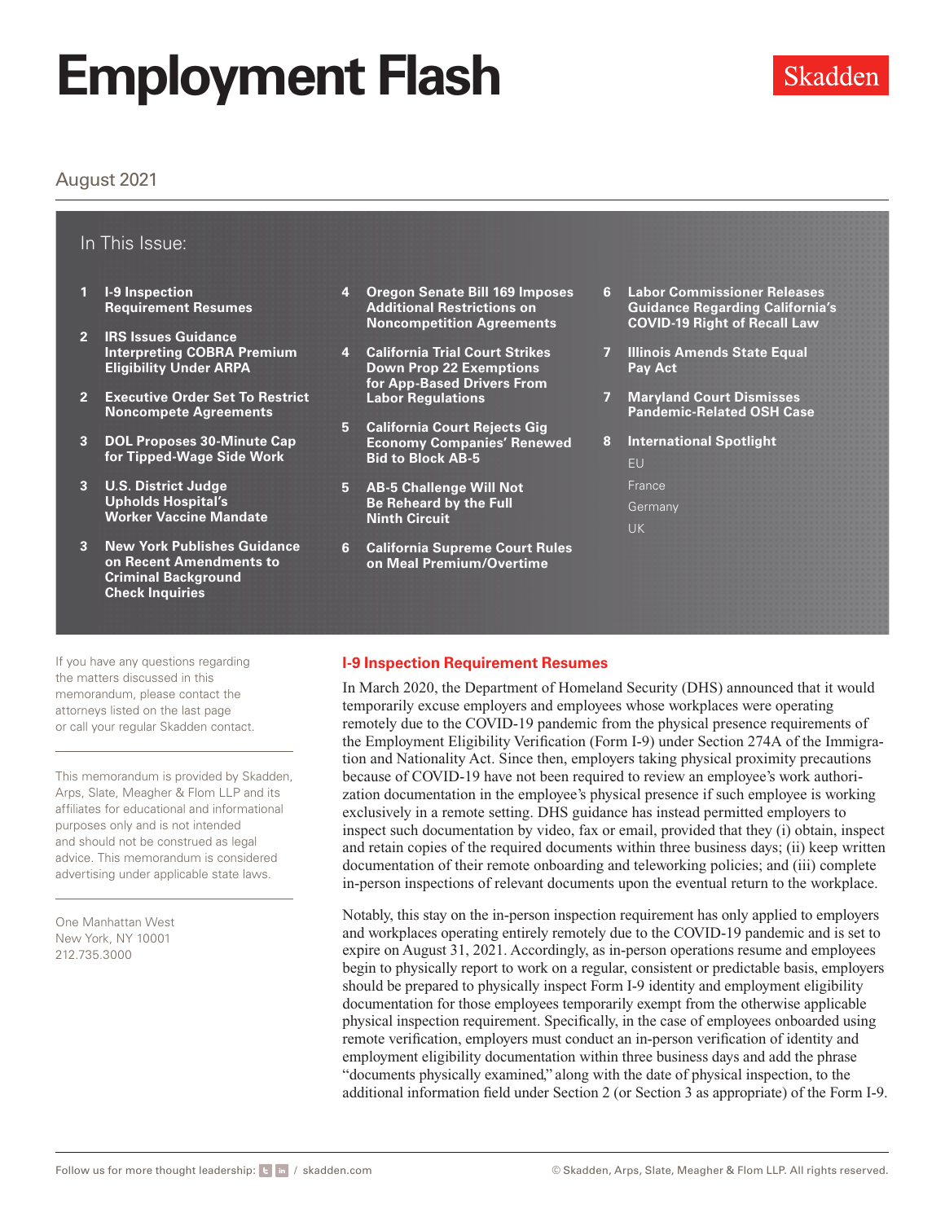# Employment Flash

Skadden

August 2021

## In This Issue:

1 **I-9 Inspection Requirement Resumes**

2 **IRS Issues Guidance Interpreting COBRA Premium Eligibility Under ARPA**

2 **Executive Order Set To Restrict Noncompete Agreements**

3 **DOL Proposes 30-Minute Cap for Tipped-Wage Side Work**

3 **U.S. District Judge Upholds Hospital's Worker Vaccine Mandate**

3 **New York Publishes Guidance on Recent Amendments to Criminal Background Check Inquiries**

4 **Oregon Senate Bill 169 Imposes Additional Restrictions on Noncompetition Agreements**

4 **California Trial Court Strikes Down Prop 22 Exemptions for App-Based Drivers From Labor Regulations**

5 **California Court Rejects Gig Economy Companies' Renewed Bid to Block AB-5**

5 **AB-5 Challenge Will Not Be Reheard by the Full Ninth Circuit**

6 **California Supreme Court Rules on Meal Premium/Overtime**

6 **Labor Commissioner Releases Guidance Regarding California's COVID-19 Right of Recall Law**

7 **Illinois Amends State Equal Pay Act**

7 **Maryland Court Dismisses Pandemic-Related OSH Case**

8 **International Spotlight**

EU

France

Germany

UK

If you have any questions regarding the matters discussed in this memorandum, please contact the attorneys listed on the last page or call your regular Skadden contact.

This memorandum is provided by Skadden, Arps, Slate, Meagher & Flom LLP and its affiliates for educational and informational purposes only and is not intended and should not be construed as legal advice. This memorandum is considered advertising under applicable state laws.

One Manhattan West
New York, NY 10001
212.735.3000

## I-9 Inspection Requirement Resumes

In March 2020, the Department of Homeland Security (DHS) announced that it would temporarily excuse employers and employees whose workplaces were operating remotely due to the COVID-19 pandemic from the physical presence requirements of the Employment Eligibility Verification (Form I-9) under Section 274A of the Immigration and Nationality Act. Since then, employers taking physical proximity precautions because of COVID-19 have not been required to review an employee's work authorization documentation in the employee's physical presence if such employee is working exclusively in a remote setting. DHS guidance has instead permitted employers to inspect such documentation by video, fax or email, provided that they (i) obtain, inspect and retain copies of the required documents within three business days; (ii) keep written documentation of their remote onboarding and teleworking policies; and (iii) complete in-person inspections of relevant documents upon the eventual return to the workplace.

Notably, this stay on the in-person inspection requirement has only applied to employers and workplaces operating entirely remotely due to the COVID-19 pandemic and is set to expire on August 31, 2021. Accordingly, as in-person operations resume and employees begin to physically report to work on a regular, consistent or predictable basis, employers should be prepared to physically inspect Form I-9 identity and employment eligibility documentation for those employees temporarily exempt from the otherwise applicable physical inspection requirement. Specifically, in the case of employees onboarded using remote verification, employers must conduct an in-person verification of identity and employment eligibility documentation within three business days and add the phrase "documents physically examined," along with the date of physical inspection, to the additional information field under Section 2 (or Section 3 as appropriate) of the Form I-9.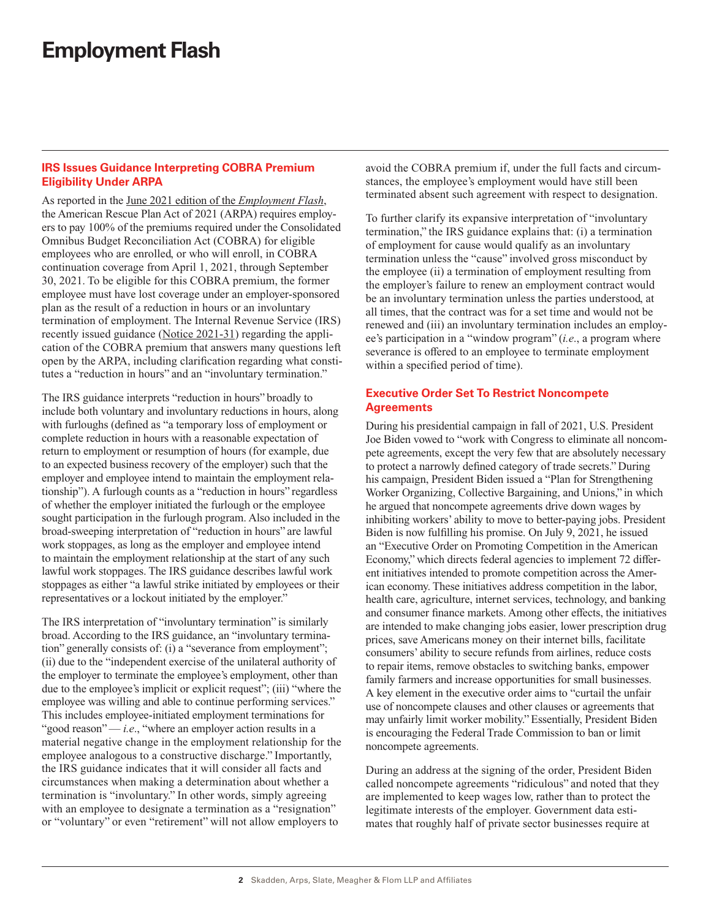# Employment Flash

## IRS Issues Guidance Interpreting COBRA Premium Eligibility Under ARPA

As reported in the June 2021 edition of the *Employment Flash*, the American Rescue Plan Act of 2021 (ARPA) requires employers to pay 100% of the premiums required under the Consolidated Omnibus Budget Reconciliation Act (COBRA) for eligible employees who are enrolled, or who will enroll, in COBRA continuation coverage from April 1, 2021, through September 30, 2021. To be eligible for this COBRA premium, the former employee must have lost coverage under an employer-sponsored plan as the result of a reduction in hours or an involuntary termination of employment. The Internal Revenue Service (IRS) recently issued guidance (Notice 2021-31) regarding the application of the COBRA premium that answers many questions left open by the ARPA, including clarification regarding what constitutes a "reduction in hours" and an "involuntary termination."

The IRS guidance interprets "reduction in hours" broadly to include both voluntary and involuntary reductions in hours, along with furloughs (defined as "a temporary loss of employment or complete reduction in hours with a reasonable expectation of return to employment or resumption of hours (for example, due to an expected business recovery of the employer) such that the employer and employee intend to maintain the employment relationship"). A furlough counts as a "reduction in hours" regardless of whether the employer initiated the furlough or the employee sought participation in the furlough program. Also included in the broad-sweeping interpretation of "reduction in hours" are lawful work stoppages, as long as the employer and employee intend to maintain the employment relationship at the start of any such lawful work stoppages. The IRS guidance describes lawful work stoppages as either "a lawful strike initiated by employees or their representatives or a lockout initiated by the employer."

The IRS interpretation of "involuntary termination" is similarly broad. According to the IRS guidance, an "involuntary termination" generally consists of: (i) a "severance from employment"; (ii) due to the "independent exercise of the unilateral authority of the employer to terminate the employee's employment, other than due to the employee's implicit or explicit request"; (iii) "where the employee was willing and able to continue performing services." This includes employee-initiated employment terminations for "good reason" — *i.e*., "where an employer action results in a material negative change in the employment relationship for the employee analogous to a constructive discharge." Importantly, the IRS guidance indicates that it will consider all facts and circumstances when making a determination about whether a termination is "involuntary." In other words, simply agreeing with an employee to designate a termination as a "resignation" or "voluntary" or even "retirement" will not allow employers to avoid the COBRA premium if, under the full facts and circumstances, the employee's employment would have still been terminated absent such agreement with respect to designation.

To further clarify its expansive interpretation of "involuntary termination," the IRS guidance explains that: (i) a termination of employment for cause would qualify as an involuntary termination unless the "cause" involved gross misconduct by the employee (ii) a termination of employment resulting from the employer's failure to renew an employment contract would be an involuntary termination unless the parties understood, at all times, that the contract was for a set time and would not be renewed and (iii) an involuntary termination includes an employee's participation in a "window program" (*i.e*., a program where severance is offered to an employee to terminate employment within a specified period of time).

## Executive Order Set To Restrict Noncompete Agreements

During his presidential campaign in fall of 2021, U.S. President Joe Biden vowed to "work with Congress to eliminate all noncompete agreements, except the very few that are absolutely necessary to protect a narrowly defined category of trade secrets." During his campaign, President Biden issued a "Plan for Strengthening Worker Organizing, Collective Bargaining, and Unions," in which he argued that noncompete agreements drive down wages by inhibiting workers' ability to move to better-paying jobs. President Biden is now fulfilling his promise. On July 9, 2021, he issued an "Executive Order on Promoting Competition in the American Economy," which directs federal agencies to implement 72 different initiatives intended to promote competition across the American economy. These initiatives address competition in the labor, health care, agriculture, internet services, technology, and banking and consumer finance markets. Among other effects, the initiatives are intended to make changing jobs easier, lower prescription drug prices, save Americans money on their internet bills, facilitate consumers' ability to secure refunds from airlines, reduce costs to repair items, remove obstacles to switching banks, empower family farmers and increase opportunities for small businesses. A key element in the executive order aims to "curtail the unfair use of noncompete clauses and other clauses or agreements that may unfairly limit worker mobility." Essentially, President Biden is encouraging the Federal Trade Commission to ban or limit noncompete agreements.

During an address at the signing of the order, President Biden called noncompete agreements "ridiculous" and noted that they are implemented to keep wages low, rather than to protect the legitimate interests of the employer. Government data estimates that roughly half of private sector businesses require at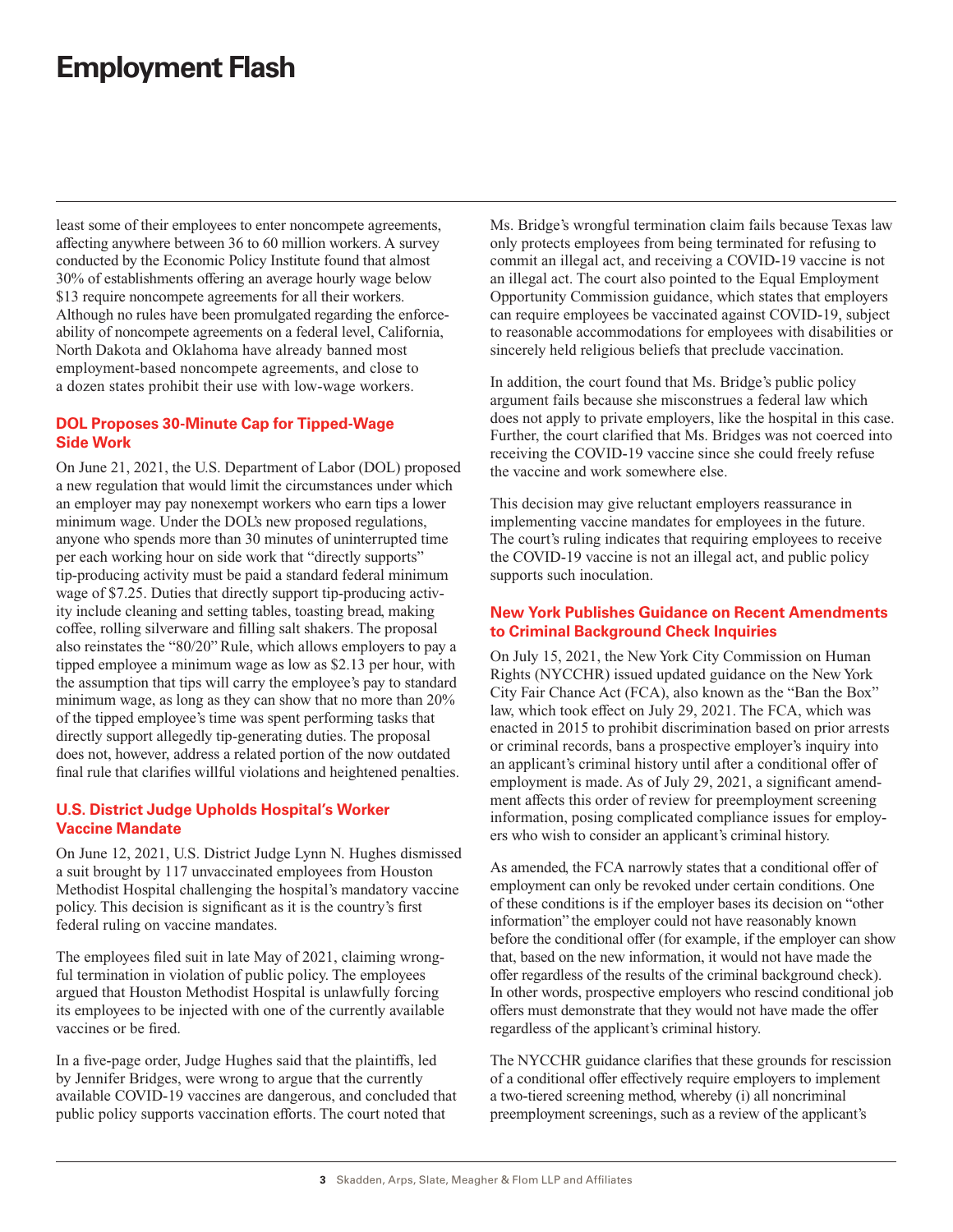least some of their employees to enter noncompete agreements, affecting anywhere between 36 to 60 million workers. A survey conducted by the Economic Policy Institute found that almost 30% of establishments offering an average hourly wage below $13 require noncompete agreements for all their workers. Although no rules have been promulgated regarding the enforceability of noncompete agreements on a federal level, California, North Dakota and Oklahoma have already banned most employment-based noncompete agreements, and close to a dozen states prohibit their use with low-wage workers.

### DOL Proposes 30-Minute Cap for Tipped-Wage Side Work

On June 21, 2021, the U.S. Department of Labor (DOL) proposed a new regulation that would limit the circumstances under which an employer may pay nonexempt workers who earn tips a lower minimum wage. Under the DOL's new proposed regulations, anyone who spends more than 30 minutes of uninterrupted time per each working hour on side work that "directly supports" tip-producing activity must be paid a standard federal minimum wage of $7.25. Duties that directly support tip-producing activity include cleaning and setting tables, toasting bread, making coffee, rolling silverware and filling salt shakers. The proposal also reinstates the "80/20" Rule, which allows employers to pay a tipped employee a minimum wage as low as $2.13 per hour, with the assumption that tips will carry the employee's pay to standard minimum wage, as long as they can show that no more than 20% of the tipped employee's time was spent performing tasks that directly support allegedly tip-generating duties. The proposal does not, however, address a related portion of the now outdated final rule that clarifies willful violations and heightened penalties.

### U.S. District Judge Upholds Hospital's Worker Vaccine Mandate

On June 12, 2021, U.S. District Judge Lynn N. Hughes dismissed a suit brought by 117 unvaccinated employees from Houston Methodist Hospital challenging the hospital's mandatory vaccine policy. This decision is significant as it is the country's first federal ruling on vaccine mandates.

The employees filed suit in late May of 2021, claiming wrongful termination in violation of public policy. The employees argued that Houston Methodist Hospital is unlawfully forcing its employees to be injected with one of the currently available vaccines or be fired.

In a five-page order, Judge Hughes said that the plaintiffs, led by Jennifer Bridges, were wrong to argue that the currently available COVID-19 vaccines are dangerous, and concluded that public policy supports vaccination efforts. The court noted that Ms. Bridge's wrongful termination claim fails because Texas law only protects employees from being terminated for refusing to commit an illegal act, and receiving a COVID-19 vaccine is not an illegal act. The court also pointed to the Equal Employment Opportunity Commission guidance, which states that employers can require employees be vaccinated against COVID-19, subject to reasonable accommodations for employees with disabilities or sincerely held religious beliefs that preclude vaccination.

In addition, the court found that Ms. Bridge's public policy argument fails because she misconstrues a federal law which does not apply to private employers, like the hospital in this case. Further, the court clarified that Ms. Bridges was not coerced into receiving the COVID-19 vaccine since she could freely refuse the vaccine and work somewhere else.

This decision may give reluctant employers reassurance in implementing vaccine mandates for employees in the future. The court's ruling indicates that requiring employees to receive the COVID-19 vaccine is not an illegal act, and public policy supports such inoculation.

### New York Publishes Guidance on Recent Amendments to Criminal Background Check Inquiries

On July 15, 2021, the New York City Commission on Human Rights (NYCCHR) issued updated guidance on the New York City Fair Chance Act (FCA), also known as the "Ban the Box" law, which took effect on July 29, 2021. The FCA, which was enacted in 2015 to prohibit discrimination based on prior arrests or criminal records, bans a prospective employer's inquiry into an applicant's criminal history until after a conditional offer of employment is made. As of July 29, 2021, a significant amendment affects this order of review for preemployment screening information, posing complicated compliance issues for employers who wish to consider an applicant's criminal history.

As amended, the FCA narrowly states that a conditional offer of employment can only be revoked under certain conditions. One of these conditions is if the employer bases its decision on "other information" the employer could not have reasonably known before the conditional offer (for example, if the employer can show that, based on the new information, it would not have made the offer regardless of the results of the criminal background check). In other words, prospective employers who rescind conditional job offers must demonstrate that they would not have made the offer regardless of the applicant's criminal history.

The NYCCHR guidance clarifies that these grounds for rescission of a conditional offer effectively require employers to implement a two-tiered screening method, whereby (i) all noncriminal preemployment screenings, such as a review of the applicant's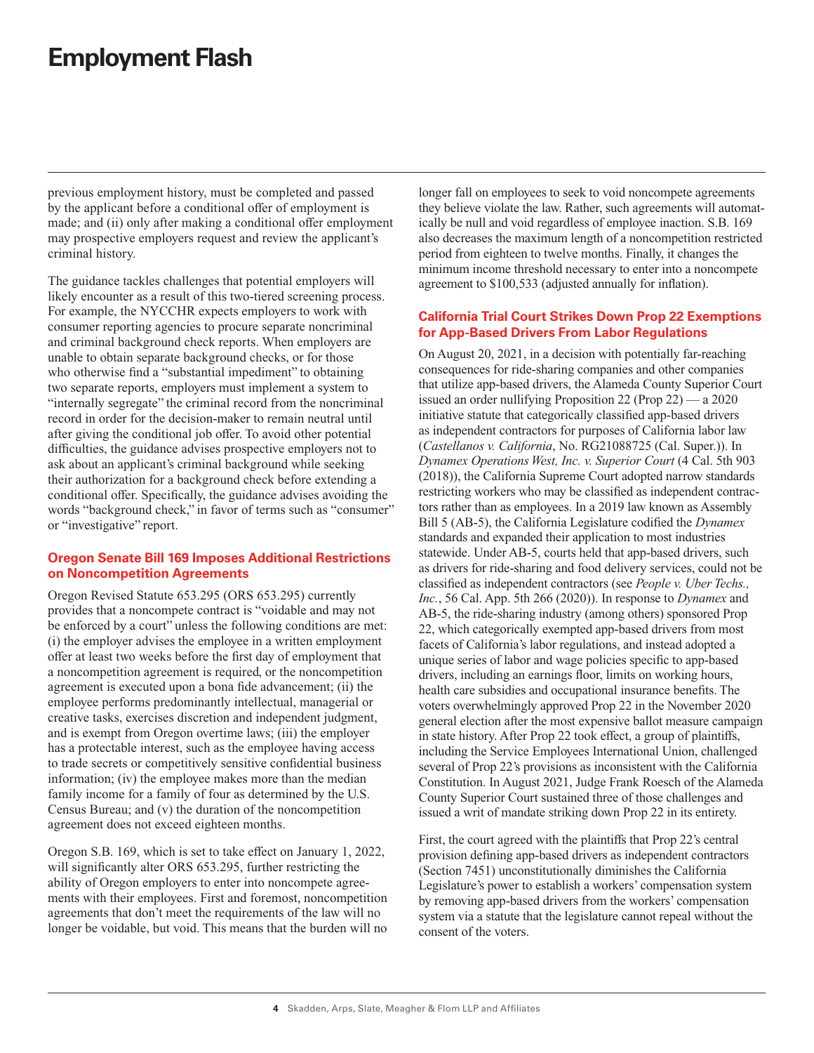previous employment history, must be completed and passed by the applicant before a conditional offer of employment is made; and (ii) only after making a conditional offer employment may prospective employers request and review the applicant's criminal history.

The guidance tackles challenges that potential employers will likely encounter as a result of this two-tiered screening process. For example, the NYCCHR expects employers to work with consumer reporting agencies to procure separate noncriminal and criminal background check reports. When employers are unable to obtain separate background checks, or for those who otherwise find a "substantial impediment" to obtaining two separate reports, employers must implement a system to "internally segregate" the criminal record from the noncriminal record in order for the decision-maker to remain neutral until after giving the conditional job offer. To avoid other potential difficulties, the guidance advises prospective employers not to ask about an applicant's criminal background while seeking their authorization for a background check before extending a conditional offer. Specifically, the guidance advises avoiding the words "background check," in favor of terms such as "consumer" or "investigative" report.

### Oregon Senate Bill 169 Imposes Additional Restrictions on Noncompetition Agreements

Oregon Revised Statute 653.295 (ORS 653.295) currently provides that a noncompete contract is "voidable and may not be enforced by a court" unless the following conditions are met: (i) the employer advises the employee in a written employment offer at least two weeks before the first day of employment that a noncompetition agreement is required, or the noncompetition agreement is executed upon a bona fide advancement; (ii) the employee performs predominantly intellectual, managerial or creative tasks, exercises discretion and independent judgment, and is exempt from Oregon overtime laws; (iii) the employer has a protectable interest, such as the employee having access to trade secrets or competitively sensitive confidential business information; (iv) the employee makes more than the median family income for a family of four as determined by the U.S. Census Bureau; and (v) the duration of the noncompetition agreement does not exceed eighteen months.

Oregon S.B. 169, which is set to take effect on January 1, 2022, will significantly alter ORS 653.295, further restricting the ability of Oregon employers to enter into noncompete agreements with their employees. First and foremost, noncompetition agreements that don't meet the requirements of the law will no longer be voidable, but void. This means that the burden will no longer fall on employees to seek to void noncompete agreements they believe violate the law. Rather, such agreements will automatically be null and void regardless of employee inaction. S.B. 169 also decreases the maximum length of a noncompetition restricted period from eighteen to twelve months. Finally, it changes the minimum income threshold necessary to enter into a noncompete agreement to $100,533 (adjusted annually for inflation).

### California Trial Court Strikes Down Prop 22 Exemptions for App-Based Drivers From Labor Regulations

On August 20, 2021, in a decision with potentially far-reaching consequences for ride-sharing companies and other companies that utilize app-based drivers, the Alameda County Superior Court issued an order nullifying Proposition 22 (Prop 22) — a 2020 initiative statute that categorically classified app-based drivers as independent contractors for purposes of California labor law (*Castellanos v. California*, No. RG21088725 (Cal. Super.)). In *Dynamex Operations West, Inc. v. Superior Court* (4 Cal. 5th 903 (2018)), the California Supreme Court adopted narrow standards restricting workers who may be classified as independent contractors rather than as employees. In a 2019 law known as Assembly Bill 5 (AB-5), the California Legislature codified the *Dynamex* standards and expanded their application to most industries statewide. Under AB-5, courts held that app-based drivers, such as drivers for ride-sharing and food delivery services, could not be classified as independent contractors (see *People v. Uber Techs., Inc.*, 56 Cal. App. 5th 266 (2020)). In response to *Dynamex* and AB-5, the ride-sharing industry (among others) sponsored Prop 22, which categorically exempted app-based drivers from most facets of California's labor regulations, and instead adopted a unique series of labor and wage policies specific to app-based drivers, including an earnings floor, limits on working hours, health care subsidies and occupational insurance benefits. The voters overwhelmingly approved Prop 22 in the November 2020 general election after the most expensive ballot measure campaign in state history. After Prop 22 took effect, a group of plaintiffs, including the Service Employees International Union, challenged several of Prop 22's provisions as inconsistent with the California Constitution. In August 2021, Judge Frank Roesch of the Alameda County Superior Court sustained three of those challenges and issued a writ of mandate striking down Prop 22 in its entirety.

First, the court agreed with the plaintiffs that Prop 22's central provision defining app-based drivers as independent contractors (Section 7451) unconstitutionally diminishes the California Legislature's power to establish a workers' compensation system by removing app-based drivers from the workers' compensation system via a statute that the legislature cannot repeal without the consent of the voters.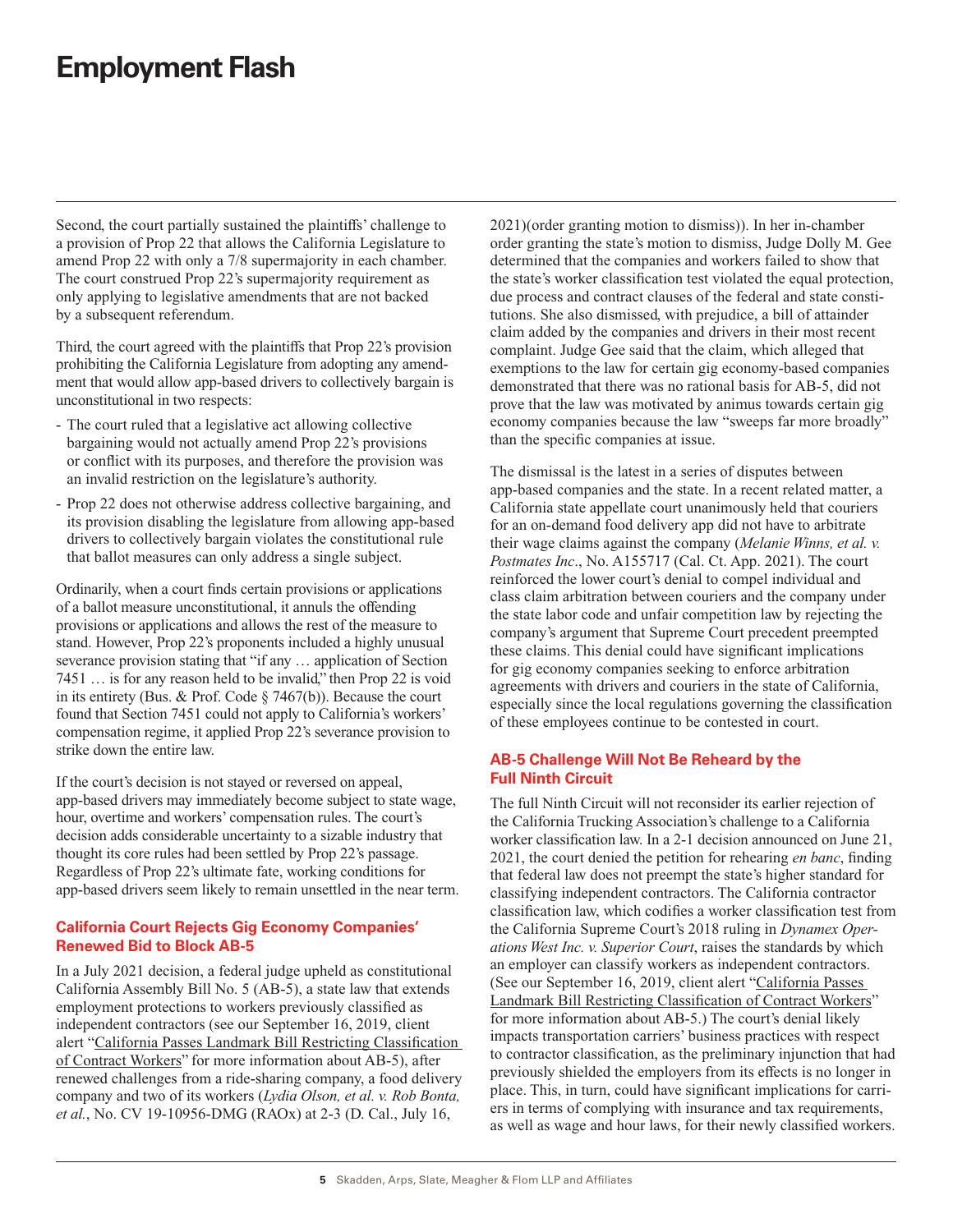Second, the court partially sustained the plaintiffs' challenge to a provision of Prop 22 that allows the California Legislature to amend Prop 22 with only a 7/8 supermajority in each chamber. The court construed Prop 22's supermajority requirement as only applying to legislative amendments that are not backed by a subsequent referendum.

Third, the court agreed with the plaintiffs that Prop 22's provision prohibiting the California Legislature from adopting any amendment that would allow app-based drivers to collectively bargain is unconstitutional in two respects:

- The court ruled that a legislative act allowing collective bargaining would not actually amend Prop 22's provisions or conflict with its purposes, and therefore the provision was an invalid restriction on the legislature's authority.
- Prop 22 does not otherwise address collective bargaining, and its provision disabling the legislature from allowing app-based drivers to collectively bargain violates the constitutional rule that ballot measures can only address a single subject.

Ordinarily, when a court finds certain provisions or applications of a ballot measure unconstitutional, it annuls the offending provisions or applications and allows the rest of the measure to stand. However, Prop 22's proponents included a highly unusual severance provision stating that "if any … application of Section 7451 … is for any reason held to be invalid," then Prop 22 is void in its entirety (Bus. & Prof. Code § 7467(b)). Because the court found that Section 7451 could not apply to California's workers' compensation regime, it applied Prop 22's severance provision to strike down the entire law.

If the court's decision is not stayed or reversed on appeal, app-based drivers may immediately become subject to state wage, hour, overtime and workers' compensation rules. The court's decision adds considerable uncertainty to a sizable industry that thought its core rules had been settled by Prop 22's passage. Regardless of Prop 22's ultimate fate, working conditions for app-based drivers seem likely to remain unsettled in the near term.

### California Court Rejects Gig Economy Companies' Renewed Bid to Block AB-5

In a July 2021 decision, a federal judge upheld as constitutional California Assembly Bill No. 5 (AB-5), a state law that extends employment protections to workers previously classified as independent contractors (see our September 16, 2019, client alert "California Passes Landmark Bill Restricting Classification of Contract Workers" for more information about AB-5), after renewed challenges from a ride-sharing company, a food delivery company and two of its workers (*Lydia Olson, et al. v. Rob Bonta, et al.*, No. CV 19-10956-DMG (RAOx) at 2-3 (D. Cal., July 16, 2021)(order granting motion to dismiss)). In her in-chamber order granting the state's motion to dismiss, Judge Dolly M. Gee determined that the companies and workers failed to show that the state's worker classification test violated the equal protection, due process and contract clauses of the federal and state constitutions. She also dismissed, with prejudice, a bill of attainder claim added by the companies and drivers in their most recent complaint. Judge Gee said that the claim, which alleged that exemptions to the law for certain gig economy-based companies demonstrated that there was no rational basis for AB-5, did not prove that the law was motivated by animus towards certain gig economy companies because the law "sweeps far more broadly" than the specific companies at issue.

The dismissal is the latest in a series of disputes between app-based companies and the state. In a recent related matter, a California state appellate court unanimously held that couriers for an on-demand food delivery app did not have to arbitrate their wage claims against the company (*Melanie Winns, et al. v. Postmates Inc*., No. A155717 (Cal. Ct. App. 2021). The court reinforced the lower court's denial to compel individual and class claim arbitration between couriers and the company under the state labor code and unfair competition law by rejecting the company's argument that Supreme Court precedent preempted these claims. This denial could have significant implications for gig economy companies seeking to enforce arbitration agreements with drivers and couriers in the state of California, especially since the local regulations governing the classification of these employees continue to be contested in court.

### AB-5 Challenge Will Not Be Reheard by the Full Ninth Circuit

The full Ninth Circuit will not reconsider its earlier rejection of the California Trucking Association's challenge to a California worker classification law. In a 2-1 decision announced on June 21, 2021, the court denied the petition for rehearing *en banc*, finding that federal law does not preempt the state's higher standard for classifying independent contractors. The California contractor classification law, which codifies a worker classification test from the California Supreme Court's 2018 ruling in *Dynamex Operations West Inc. v. Superior Court*, raises the standards by which an employer can classify workers as independent contractors. (See our September 16, 2019, client alert "California Passes Landmark Bill Restricting Classification of Contract Workers" for more information about AB-5.) The court's denial likely impacts transportation carriers' business practices with respect to contractor classification, as the preliminary injunction that had previously shielded the employers from its effects is no longer in place. This, in turn, could have significant implications for carriers in terms of complying with insurance and tax requirements, as well as wage and hour laws, for their newly classified workers.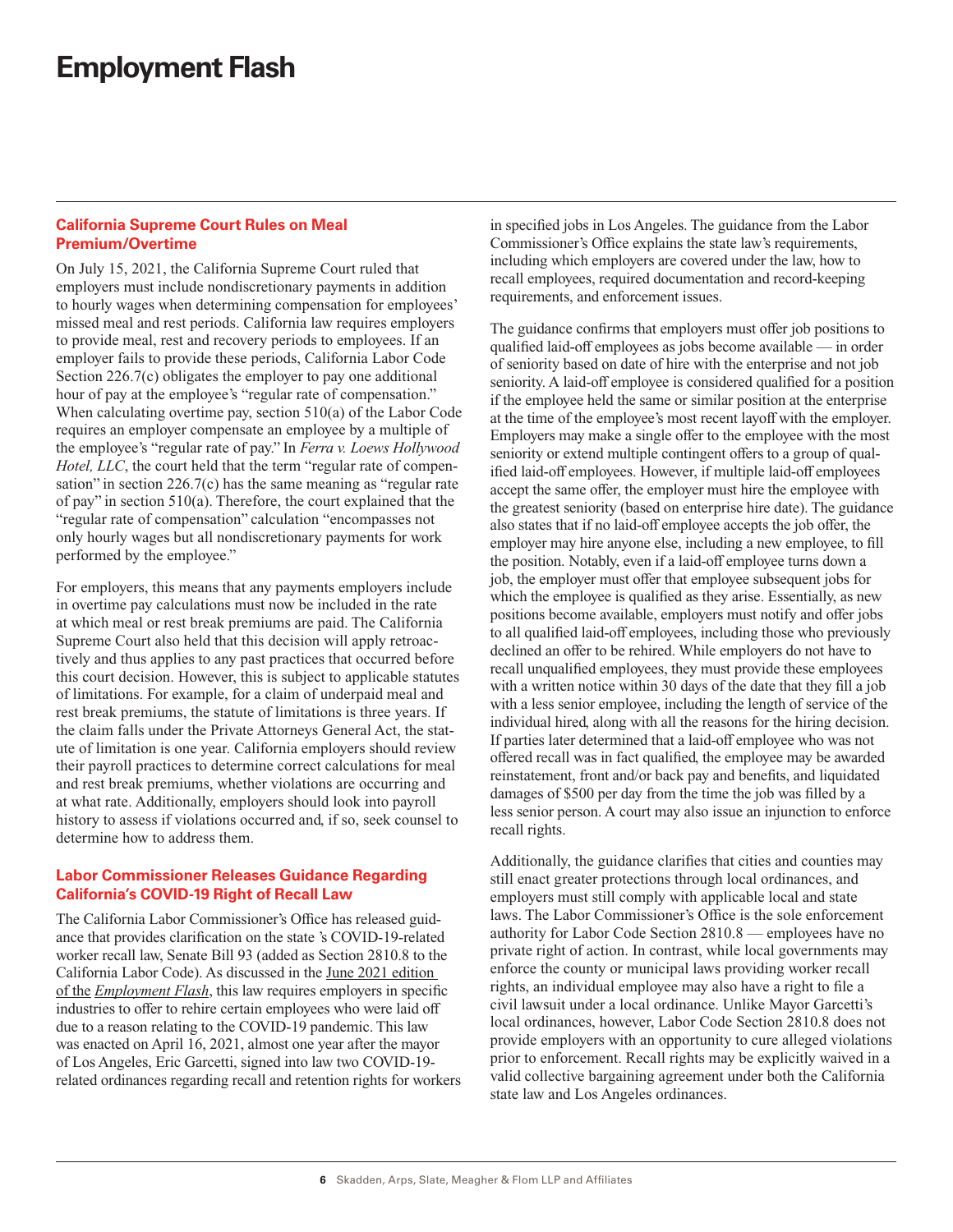# Employment Flash

## California Supreme Court Rules on Meal Premium/Overtime

On July 15, 2021, the California Supreme Court ruled that employers must include nondiscretionary payments in addition to hourly wages when determining compensation for employees' missed meal and rest periods. California law requires employers to provide meal, rest and recovery periods to employees. If an employer fails to provide these periods, California Labor Code Section 226.7(c) obligates the employer to pay one additional hour of pay at the employee's "regular rate of compensation." When calculating overtime pay, section 510(a) of the Labor Code requires an employer compensate an employee by a multiple of the employee's "regular rate of pay." In *Ferra v. Loews Hollywood Hotel, LLC*, the court held that the term "regular rate of compensation" in section 226.7(c) has the same meaning as "regular rate of pay" in section 510(a). Therefore, the court explained that the "regular rate of compensation" calculation "encompasses not only hourly wages but all nondiscretionary payments for work performed by the employee."

For employers, this means that any payments employers include in overtime pay calculations must now be included in the rate at which meal or rest break premiums are paid. The California Supreme Court also held that this decision will apply retroactively and thus applies to any past practices that occurred before this court decision. However, this is subject to applicable statutes of limitations. For example, for a claim of underpaid meal and rest break premiums, the statute of limitations is three years. If the claim falls under the Private Attorneys General Act, the statute of limitation is one year. California employers should review their payroll practices to determine correct calculations for meal and rest break premiums, whether violations are occurring and at what rate. Additionally, employers should look into payroll history to assess if violations occurred and, if so, seek counsel to determine how to address them.

## Labor Commissioner Releases Guidance Regarding California's COVID-19 Right of Recall Law

The California Labor Commissioner's Office has released guidance that provides clarification on the state's COVID-19-related worker recall law, Senate Bill 93 (added as Section 2810.8 to the California Labor Code). As discussed in the June 2021 edition of the *Employment Flash*, this law requires employers in specific industries to offer to rehire certain employees who were laid off due to a reason relating to the COVID-19 pandemic. This law was enacted on April 16, 2021, almost one year after the mayor of Los Angeles, Eric Garcetti, signed into law two COVID-19-related ordinances regarding recall and retention rights for workers in specified jobs in Los Angeles. The guidance from the Labor Commissioner's Office explains the state law's requirements, including which employers are covered under the law, how to recall employees, required documentation and record-keeping requirements, and enforcement issues.

The guidance confirms that employers must offer job positions to qualified laid-off employees as jobs become available — in order of seniority based on date of hire with the enterprise and not job seniority. A laid-off employee is considered qualified for a position if the employee held the same or similar position at the enterprise at the time of the employee's most recent layoff with the employer. Employers may make a single offer to the employee with the most seniority or extend multiple contingent offers to a group of qualified laid-off employees. However, if multiple laid-off employees accept the same offer, the employer must hire the employee with the greatest seniority (based on enterprise hire date). The guidance also states that if no laid-off employee accepts the job offer, the employer may hire anyone else, including a new employee, to fill the position. Notably, even if a laid-off employee turns down a job, the employer must offer that employee subsequent jobs for which the employee is qualified as they arise. Essentially, as new positions become available, employers must notify and offer jobs to all qualified laid-off employees, including those who previously declined an offer to be rehired. While employers do not have to recall unqualified employees, they must provide these employees with a written notice within 30 days of the date that they fill a job with a less senior employee, including the length of service of the individual hired, along with all the reasons for the hiring decision. If parties later determined that a laid-off employee who was not offered recall was in fact qualified, the employee may be awarded reinstatement, front and/or back pay and benefits, and liquidated damages of $500 per day from the time the job was filled by a less senior person. A court may also issue an injunction to enforce recall rights.

Additionally, the guidance clarifies that cities and counties may still enact greater protections through local ordinances, and employers must still comply with applicable local and state laws. The Labor Commissioner's Office is the sole enforcement authority for Labor Code Section 2810.8 — employees have no private right of action. In contrast, while local governments may enforce the county or municipal laws providing worker recall rights, an individual employee may also have a right to file a civil lawsuit under a local ordinance. Unlike Mayor Garcetti's local ordinances, however, Labor Code Section 2810.8 does not provide employers with an opportunity to cure alleged violations prior to enforcement. Recall rights may be explicitly waived in a valid collective bargaining agreement under both the California state law and Los Angeles ordinances.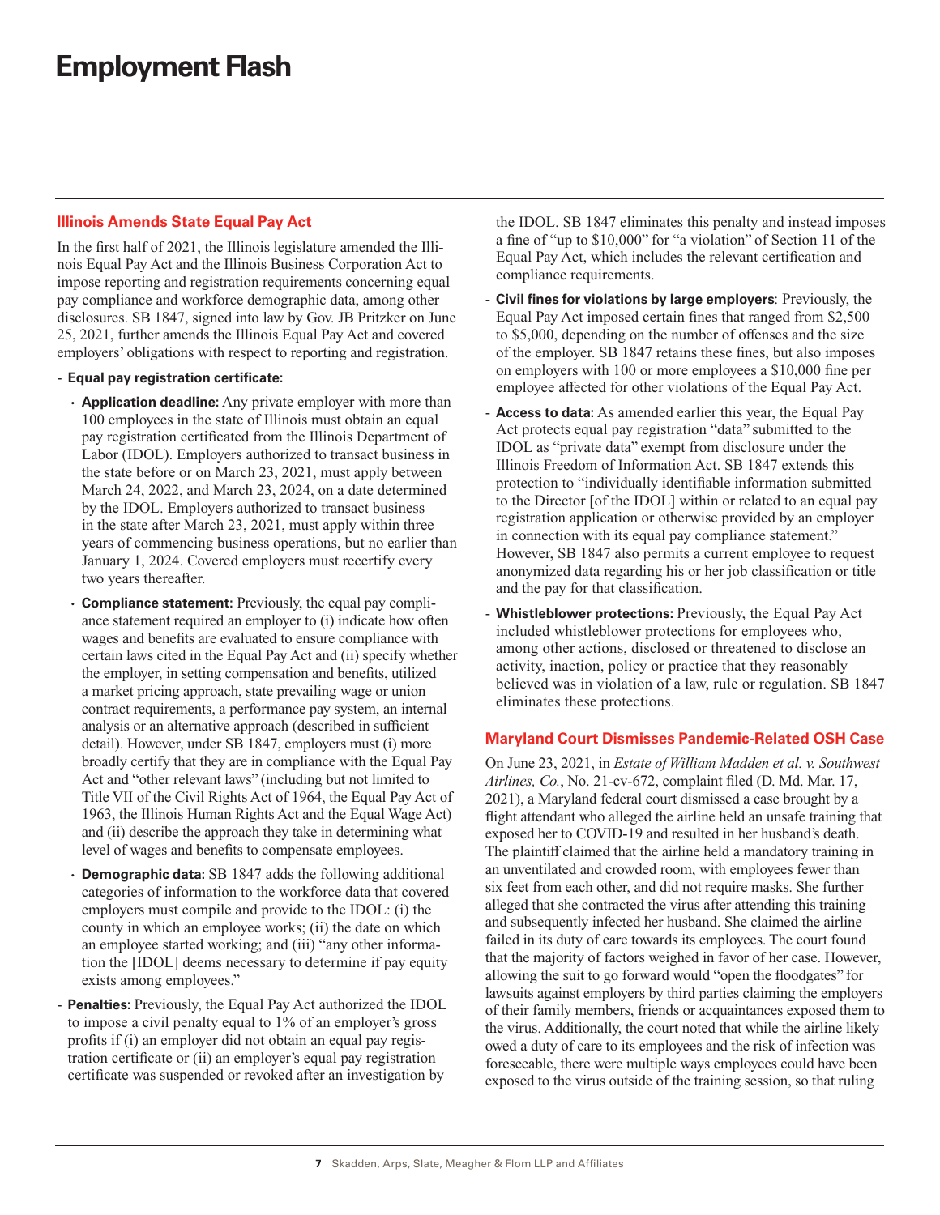# Employment Flash

## Illinois Amends State Equal Pay Act

In the first half of 2021, the Illinois legislature amended the Illinois Equal Pay Act and the Illinois Business Corporation Act to impose reporting and registration requirements concerning equal pay compliance and workforce demographic data, among other disclosures. SB 1847, signed into law by Gov. JB Pritzker on June 25, 2021, further amends the Illinois Equal Pay Act and covered employers' obligations with respect to reporting and registration.

- **Equal pay registration certificate:**
  - **Application deadline:** Any private employer with more than 100 employees in the state of Illinois must obtain an equal pay registration certificate from the Illinois Department of Labor (IDOL). Employers authorized to transact business in the state before or on March 23, 2021, must apply between March 24, 2022, and March 23, 2024, on a date determined by the IDOL. Employers authorized to transact business in the state after March 23, 2021, must apply within three years of commencing business operations, but no earlier than January 1, 2024. Covered employers must recertify every two years thereafter.
  - **Compliance statement:** Previously, the equal pay compliance statement required an employer to (i) indicate how often wages and benefits are evaluated to ensure compliance with certain laws cited in the Equal Pay Act and (ii) specify whether the employer, in setting compensation and benefits, utilized a market pricing approach, state prevailing wage or union contract requirements, a performance pay system, an internal analysis or an alternative approach (described in sufficient detail). However, under SB 1847, employers must (i) more broadly certify that they are in compliance with the Equal Pay Act and "other relevant laws" (including but not limited to Title VII of the Civil Rights Act of 1964, the Equal Pay Act of 1963, the Illinois Human Rights Act and the Equal Wage Act) and (ii) describe the approach they take in determining what level of wages and benefits to compensate employees.
  - **Demographic data:** SB 1847 adds the following additional categories of information to the workforce data that covered employers must compile and provide to the IDOL: (i) the county in which an employee works; (ii) the date on which an employee started working; and (iii) "any other information the [IDOL] deems necessary to determine if pay equity exists among employees."
- **Penalties:** Previously, the Equal Pay Act authorized the IDOL to impose a civil penalty equal to 1% of an employer's gross profits if (i) an employer did not obtain an equal pay registration certificate or (ii) an employer's equal pay registration certificate was suspended or revoked after an investigation by the IDOL. SB 1847 eliminates this penalty and instead imposes a fine of "up to $10,000" for "a violation" of Section 11 of the Equal Pay Act, which includes the relevant certification and compliance requirements.
- **Civil fines for violations by large employers**: Previously, the Equal Pay Act imposed certain fines that ranged from $2,500 to $5,000, depending on the number of offenses and the size of the employer. SB 1847 retains these fines, but also imposes on employers with 100 or more employees a $10,000 fine per employee affected for other violations of the Equal Pay Act.
- **Access to data:** As amended earlier this year, the Equal Pay Act protects equal pay registration "data" submitted to the IDOL as "private data" exempt from disclosure under the Illinois Freedom of Information Act. SB 1847 extends this protection to "individually identifiable information submitted to the Director [of the IDOL] within or related to an equal pay registration application or otherwise provided by an employer in connection with its equal pay compliance statement." However, SB 1847 also permits a current employee to request anonymized data regarding his or her job classification or title and the pay for that classification.
- **Whistleblower protections:** Previously, the Equal Pay Act included whistleblower protections for employees who, among other actions, disclosed or threatened to disclose an activity, inaction, policy or practice that they reasonably believed was in violation of a law, rule or regulation. SB 1847 eliminates these protections.

## Maryland Court Dismisses Pandemic-Related OSH Case

On June 23, 2021, in *Estate of William Madden et al. v. Southwest Airlines, Co.*, No. 21-cv-672, complaint filed (D. Md. Mar. 17, 2021), a Maryland federal court dismissed a case brought by a flight attendant who alleged the airline held an unsafe training that exposed her to COVID-19 and resulted in her husband's death. The plaintiff claimed that the airline held a mandatory training in an unventilated and crowded room, with employees fewer than six feet from each other, and did not require masks. She further alleged that she contracted the virus after attending this training and subsequently infected her husband. She claimed the airline failed in its duty of care towards its employees. The court found that the majority of factors weighed in favor of her case. However, allowing the suit to go forward would "open the floodgates" for lawsuits against employers by third parties claiming the employers of their family members, friends or acquaintances exposed them to the virus. Additionally, the court noted that while the airline likely owed a duty of care to its employees and the risk of infection was foreseeable, there were multiple ways employees could have been exposed to the virus outside of the training session, so that ruling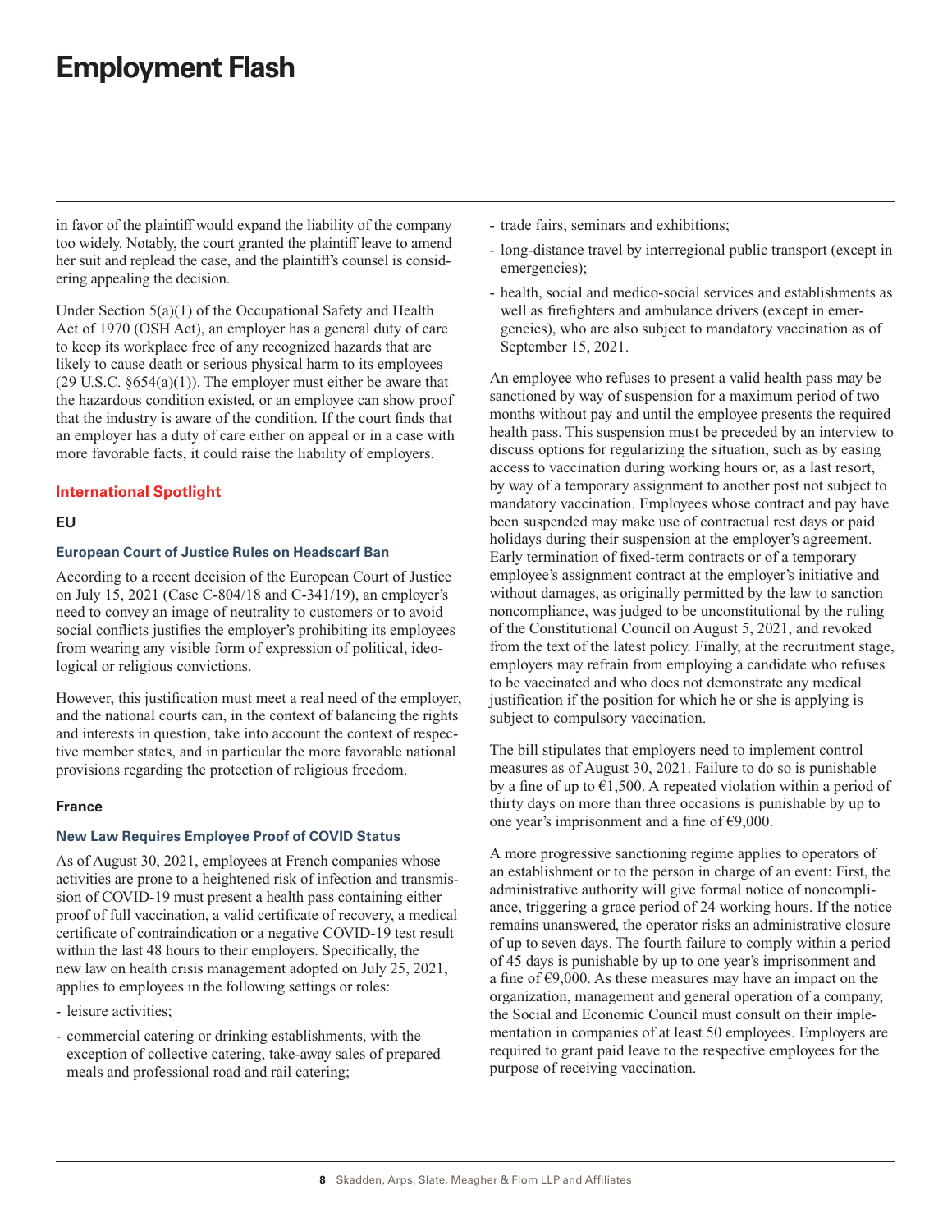in favor of the plaintiff would expand the liability of the company too widely. Notably, the court granted the plaintiff leave to amend her suit and replead the case, and the plaintiff's counsel is considering appealing the decision.

Under Section 5(a)(1) of the Occupational Safety and Health Act of 1970 (OSH Act), an employer has a general duty of care to keep its workplace free of any recognized hazards that are likely to cause death or serious physical harm to its employees (29 U.S.C. §654(a)(1)). The employer must either be aware that the hazardous condition existed, or an employee can show proof that the industry is aware of the condition. If the court finds that an employer has a duty of care either on appeal or in a case with more favorable facts, it could raise the liability of employers.

## International Spotlight

### EU

#### European Court of Justice Rules on Headscarf Ban

According to a recent decision of the European Court of Justice on July 15, 2021 (Case C-804/18 and C-341/19), an employer's need to convey an image of neutrality to customers or to avoid social conflicts justifies the employer's prohibiting its employees from wearing any visible form of expression of political, ideological or religious convictions.

However, this justification must meet a real need of the employer, and the national courts can, in the context of balancing the rights and interests in question, take into account the context of respective member states, and in particular the more favorable national provisions regarding the protection of religious freedom.

### France

#### New Law Requires Employee Proof of COVID Status

As of August 30, 2021, employees at French companies whose activities are prone to a heightened risk of infection and transmission of COVID-19 must present a health pass containing either proof of full vaccination, a valid certificate of recovery, a medical certificate of contraindication or a negative COVID-19 test result within the last 48 hours to their employers. Specifically, the new law on health crisis management adopted on July 25, 2021, applies to employees in the following settings or roles:

- leisure activities;
- commercial catering or drinking establishments, with the exception of collective catering, take-away sales of prepared meals and professional road and rail catering;
- trade fairs, seminars and exhibitions;
- long-distance travel by interregional public transport (except in emergencies);
- health, social and medico-social services and establishments as well as firefighters and ambulance drivers (except in emergencies), who are also subject to mandatory vaccination as of September 15, 2021.

An employee who refuses to present a valid health pass may be sanctioned by way of suspension for a maximum period of two months without pay and until the employee presents the required health pass. This suspension must be preceded by an interview to discuss options for regularizing the situation, such as by easing access to vaccination during working hours or, as a last resort, by way of a temporary assignment to another post not subject to mandatory vaccination. Employees whose contract and pay have been suspended may make use of contractual rest days or paid holidays during their suspension at the employer's agreement. Early termination of fixed-term contracts or of a temporary employee's assignment contract at the employer's initiative and without damages, as originally permitted by the law to sanction noncompliance, was judged to be unconstitutional by the ruling of the Constitutional Council on August 5, 2021, and revoked from the text of the latest policy. Finally, at the recruitment stage, employers may refrain from employing a candidate who refuses to be vaccinated and who does not demonstrate any medical justification if the position for which he or she is applying is subject to compulsory vaccination.

The bill stipulates that employers need to implement control measures as of August 30, 2021. Failure to do so is punishable by a fine of up to €1,500. A repeated violation within a period of thirty days on more than three occasions is punishable by up to one year's imprisonment and a fine of €9,000.

A more progressive sanctioning regime applies to operators of an establishment or to the person in charge of an event: First, the administrative authority will give formal notice of noncompliance, triggering a grace period of 24 working hours. If the notice remains unanswered, the operator risks an administrative closure of up to seven days. The fourth failure to comply within a period of 45 days is punishable by up to one year's imprisonment and a fine of €9,000. As these measures may have an impact on the organization, management and general operation of a company, the Social and Economic Council must consult on their implementation in companies of at least 50 employees. Employers are required to grant paid leave to the respective employees for the purpose of receiving vaccination.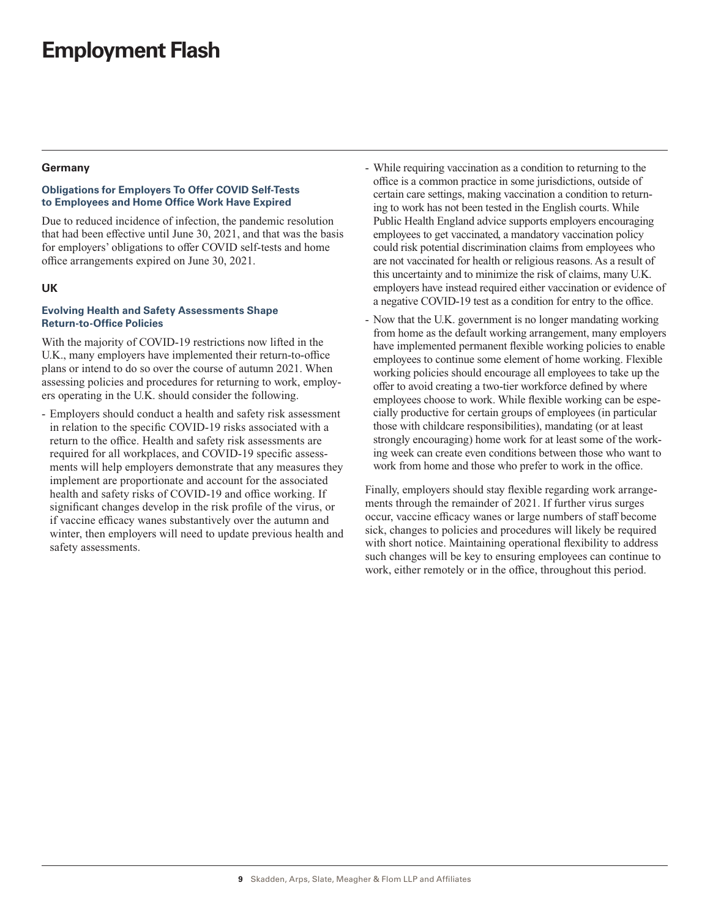## Germany

### Obligations for Employers To Offer COVID Self-Tests to Employees and Home Office Work Have Expired

Due to reduced incidence of infection, the pandemic resolution that had been effective until June 30, 2021, and that was the basis for employers' obligations to offer COVID self-tests and home office arrangements expired on June 30, 2021.

## UK

### Evolving Health and Safety Assessments Shape Return-to-Office Policies

With the majority of COVID-19 restrictions now lifted in the U.K., many employers have implemented their return-to-office plans or intend to do so over the course of autumn 2021. When assessing policies and procedures for returning to work, employers operating in the U.K. should consider the following.

- Employers should conduct a health and safety risk assessment in relation to the specific COVID-19 risks associated with a return to the office. Health and safety risk assessments are required for all workplaces, and COVID-19 specific assessments will help employers demonstrate that any measures they implement are proportionate and account for the associated health and safety risks of COVID-19 and office working. If significant changes develop in the risk profile of the virus, or if vaccine efficacy wanes substantively over the autumn and winter, then employers will need to update previous health and safety assessments.
- While requiring vaccination as a condition to returning to the office is a common practice in some jurisdictions, outside of certain care settings, making vaccination a condition to returning to work has not been tested in the English courts. While Public Health England advice supports employers encouraging employees to get vaccinated, a mandatory vaccination policy could risk potential discrimination claims from employees who are not vaccinated for health or religious reasons. As a result of this uncertainty and to minimize the risk of claims, many U.K. employers have instead required either vaccination or evidence of a negative COVID-19 test as a condition for entry to the office.
- Now that the U.K. government is no longer mandating working from home as the default working arrangement, many employers have implemented permanent flexible working policies to enable employees to continue some element of home working. Flexible working policies should encourage all employees to take up the offer to avoid creating a two-tier workforce defined by where employees choose to work. While flexible working can be especially productive for certain groups of employees (in particular those with childcare responsibilities), mandating (or at least strongly encouraging) home work for at least some of the working week can create even conditions between those who want to work from home and those who prefer to work in the office.

Finally, employers should stay flexible regarding work arrangements through the remainder of 2021. If further virus surges occur, vaccine efficacy wanes or large numbers of staff become sick, changes to policies and procedures will likely be required with short notice. Maintaining operational flexibility to address such changes will be key to ensuring employees can continue to work, either remotely or in the office, throughout this period.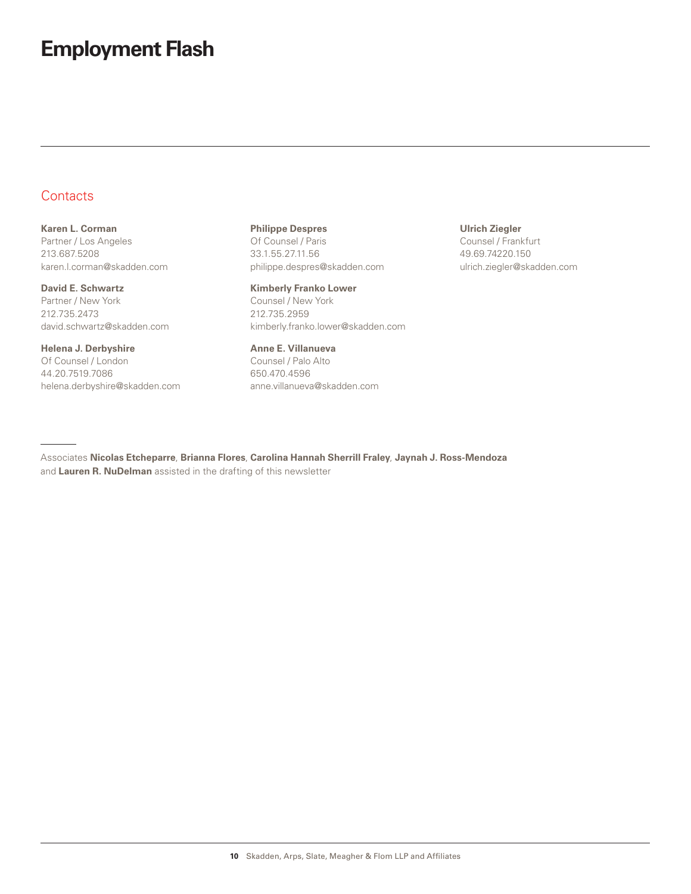# Employment Flash

## Contacts

**Karen L. Corman**
Partner / Los Angeles
213.687.5208
karen.l.corman@skadden.com

**David E. Schwartz**
Partner / New York
212.735.2473
david.schwartz@skadden.com

**Helena J. Derbyshire**
Of Counsel / London
44.20.7519.7086
helena.derbyshire@skadden.com

**Philippe Despres**
Of Counsel / Paris
33.1.55.27.11.56
philippe.despres@skadden.com

**Kimberly Franko Lower**
Counsel / New York
212.735.2959
kimberly.franko.lower@skadden.com

**Anne E. Villanueva**
Counsel / Palo Alto
650.470.4596
anne.villanueva@skadden.com

**Ulrich Ziegler**
Counsel / Frankfurt
49.69.74220.150
ulrich.ziegler@skadden.com

---

Associates **Nicolas Etcheparre**, **Brianna Flores**, **Carolina Hannah Sherrill Fraley**, **Jaynah J. Ross-Mendoza** and **Lauren R. NuDelman** assisted in the drafting of this newsletter